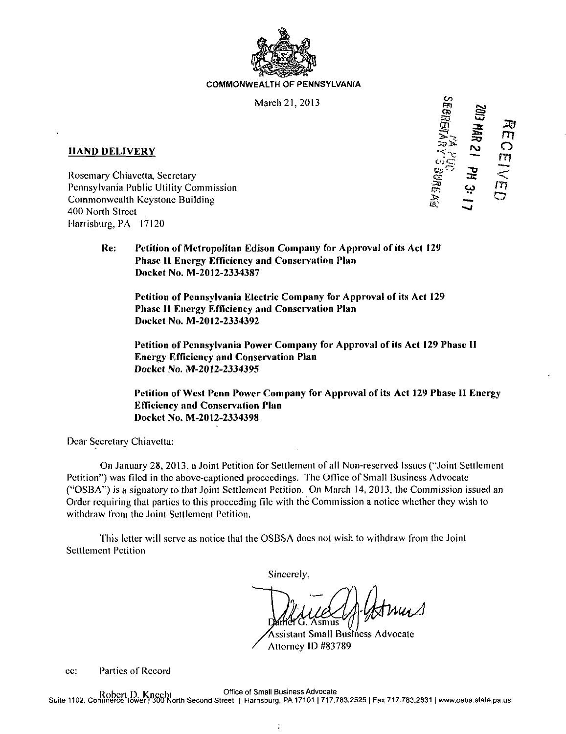COMMONWEALTH OF PENNSYLVANIA

March 21, 2013

RECEIVED
2013 MAR 21 PM 3:17
PA PUC
SECRETARY'S BUREAU

**HAND DELIVERY**

Rosemary Chiavetta, Secretary
Pennsylvania Public Utility Commission
Commonwealth Keystone Building
400 North Street
Harrisburg, PA 17120

Re: **Petition of Metropolitan Edison Company for Approval of its Act 129 Phase II Energy Efficiency and Conservation Plan**
**Docket No. M-2012-2334387**

**Petition of Pennsylvania Electric Company for Approval of its Act 129 Phase II Energy Efficiency and Conservation Plan**
**Docket No. M-2012-2334392**

**Petition of Pennsylvania Power Company for Approval of its Act 129 Phase II Energy Efficiency and Conservation Plan**
***Docket No. M-2012-2334395***

**Petition of West Penn Power Company for Approval of its Act 129 Phase II Energy Efficiency and Conservation Plan**
**Docket No. M-2012-2334398**

Dear Secretary Chiavetta:

On January 28, 2013, a Joint Petition for Settlement of all Non-reserved Issues ("Joint Settlement Petition") was filed in the above-captioned proceedings. The Office of Small Business Advocate ("OSBA") is a signatory to that Joint Settlement Petition. On March 14, 2013, the Commission issued an Order requiring that parties to this proceeding file with the Commission a notice whether they wish to withdraw from the Joint Settlement Petition.

This letter will serve as notice that the OSBSA does not wish to withdraw from the Joint Settlement Petition

Sincerely,

Daniel G. Asmus
Assistant Small Business Advocate
Attorney ID #83789

cc: Parties of Record

Robert D. Knecht

Office of Small Business Advocate
Suite 1102, Commerce Tower | 300 North Second Street | Harrisburg, PA 17101 | 717.783.2525 | Fax 717.783.2831 | www.osba.state.pa.us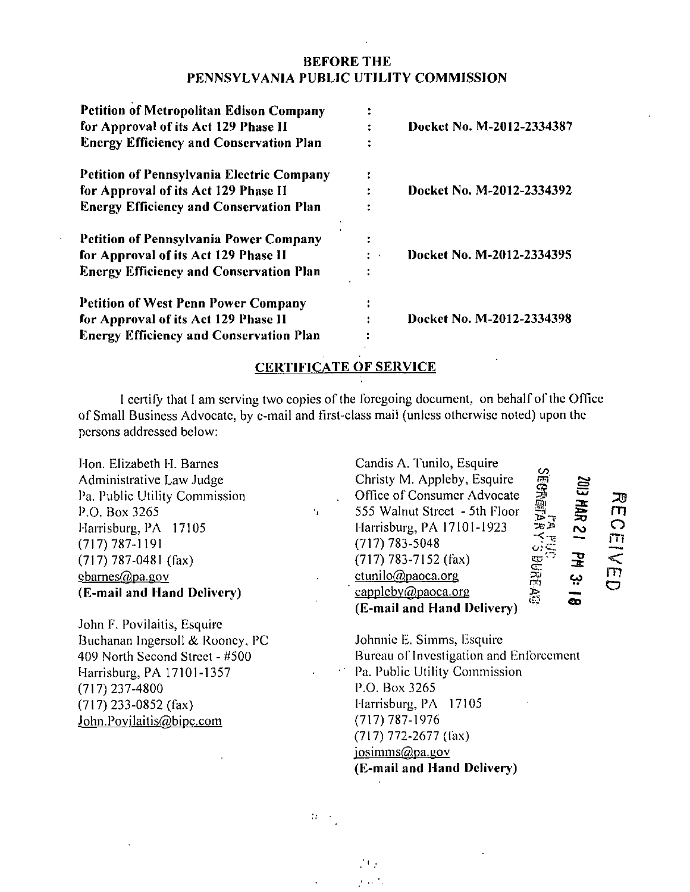**BEFORE THE**
**PENNSYLVANIA PUBLIC UTILITY COMMISSION**

| | | |
|---|---|---|
| **Petition of Metropolitan Edison Company for Approval of its Act 129 Phase II Energy Efficiency and Conservation Plan** | : | **Docket No. M-2012-2334387** |
| **Petition of Pennsylvania Electric Company for Approval of its Act 129 Phase II Energy Efficiency and Conservation Plan** | : | **Docket No. M-2012-2334392** |
| **Petition of Pennsylvania Power Company for Approval of its Act 129 Phase II Energy Efficiency and Conservation Plan** | : | **Docket No. M-2012-2334395** |
| **Petition of West Penn Power Company for Approval of its Act 129 Phase II Energy Efficiency and Conservation Plan** | : | **Docket No. M-2012-2334398** |

## CERTIFICATE OF SERVICE

I certify that I am serving two copies of the foregoing document, on behalf of the Office of Small Business Advocate, by e-mail and first-class mail (unless otherwise noted) upon the persons addressed below:

Hon. Elizabeth H. Barnes
Administrative Law Judge
Pa. Public Utility Commission
P.O. Box 3265
Harrisburg, PA 17105
(717) 787-1191
(717) 787-0481 (fax)
ebarnes@pa.gov
**(E-mail and Hand Delivery)**

Candis A. Tunilo, Esquire
Christy M. Appleby, Esquire
Office of Consumer Advocate
555 Walnut Street - 5th Floor
Harrisburg, PA 17101-1923
(717) 783-5048
(717) 783-7152 (fax)
ctunilo@paoca.org
cappleby@paoca.org
**(E-mail and Hand Delivery)**

John F. Povilaitis, Esquire
Buchanan Ingersoll & Rooney, PC
409 North Second Street - #500
Harrisburg, PA 17101-1357
(717) 237-4800
(717) 233-0852 (fax)
John.Povilaitis@bipc.com

Johnnie E. Simms, Esquire
Bureau of Investigation and Enforcement
Pa. Public Utility Commission
P.O. Box 3265
Harrisburg, PA 17105
(717) 787-1976
(717) 772-2677 (fax)
josimms@pa.gov
**(E-mail and Hand Delivery)**

RECEIVED
2013 MAR 21 PM 3:18
PA PUC
SECRETARY'S BUREAU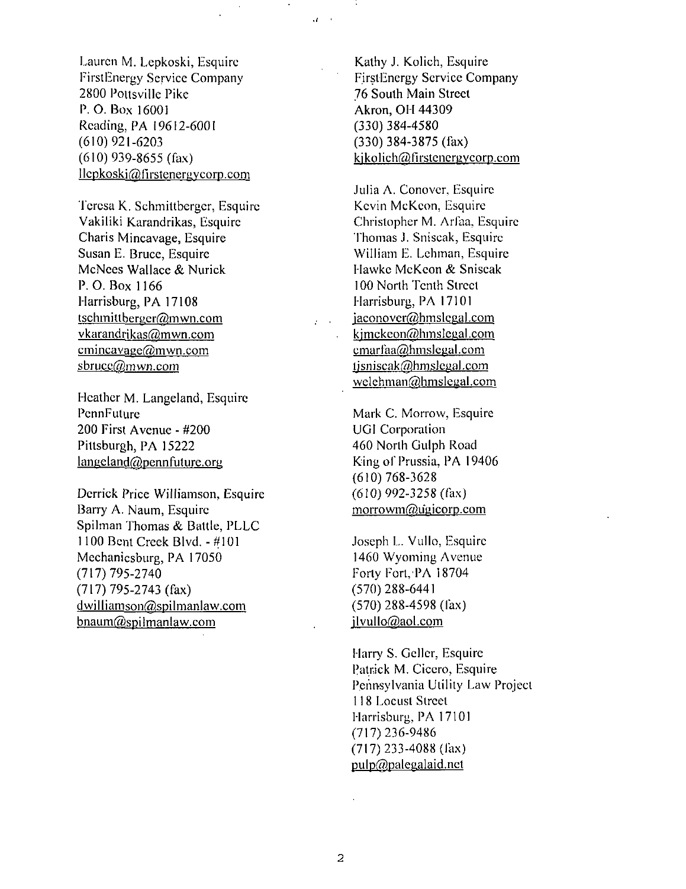Lauren M. Lepkoski, Esquire
FirstEnergy Service Company
2800 Pottsville Pike
P. O. Box 16001
Reading, PA 19612-6001
(610) 921-6203
(610) 939-8655 (fax)
llepkoski@firstenergycorp.com

Teresa K. Schmittberger, Esquire
Vakiliki Karandrikas, Esquire
Charis Mincavage, Esquire
Susan E. Bruce, Esquire
McNees Wallace & Nurick
P. O. Box 1166
Harrisburg, PA 17108
tschmittberger@mwn.com
vkarandrikas@mwn.com
cmincavage@mwn.com
sbruce@mwn.com

Heather M. Langeland, Esquire
PennFuture
200 First Avenue - #200
Pittsburgh, PA 15222
langeland@pennfuture.org

Derrick Price Williamson, Esquire
Barry A. Naum, Esquire
Spilman Thomas & Battle, PLLC
1100 Bent Creek Blvd. - #101
Mechanicsburg, PA 17050
(717) 795-2740
(717) 795-2743 (fax)
dwilliamson@spilmanlaw.com
bnaum@spilmanlaw.com

Kathy J. Kolich, Esquire
FirstEnergy Service Company
76 South Main Street
Akron, OH 44309
(330) 384-4580
(330) 384-3875 (fax)
kjkolich@firstenergycorp.com

Julia A. Conover, Esquire
Kevin McKeon, Esquire
Christopher M. Arfaa, Esquire
Thomas J. Sniscak, Esquire
William E. Lehman, Esquire
Hawke McKeon & Sniscak
100 North Tenth Street
Harrisburg, PA 17101
jaconover@hmslegal.com
kjmckeon@hmslegal.com
cmarfaa@hmslegal.com
tjsniscak@hmslegal.com
welehman@hmslegal.com

Mark C. Morrow, Esquire
UGI Corporation
460 North Gulph Road
King of Prussia, PA 19406
(610) 768-3628
(610) 992-3258 (fax)
morrowm@ugicorp.com

Joseph L. Vullo, Esquire
1460 Wyoming Avenue
Forty Fort, PA 18704
(570) 288-6441
(570) 288-4598 (fax)
jlvullo@aol.com

Harry S. Geller, Esquire
Patrick M. Cicero, Esquire
Pennsylvania Utility Law Project
118 Locust Street
Harrisburg, PA 17101
(717) 236-9486
(717) 233-4088 (fax)
pulp@palegalaid.net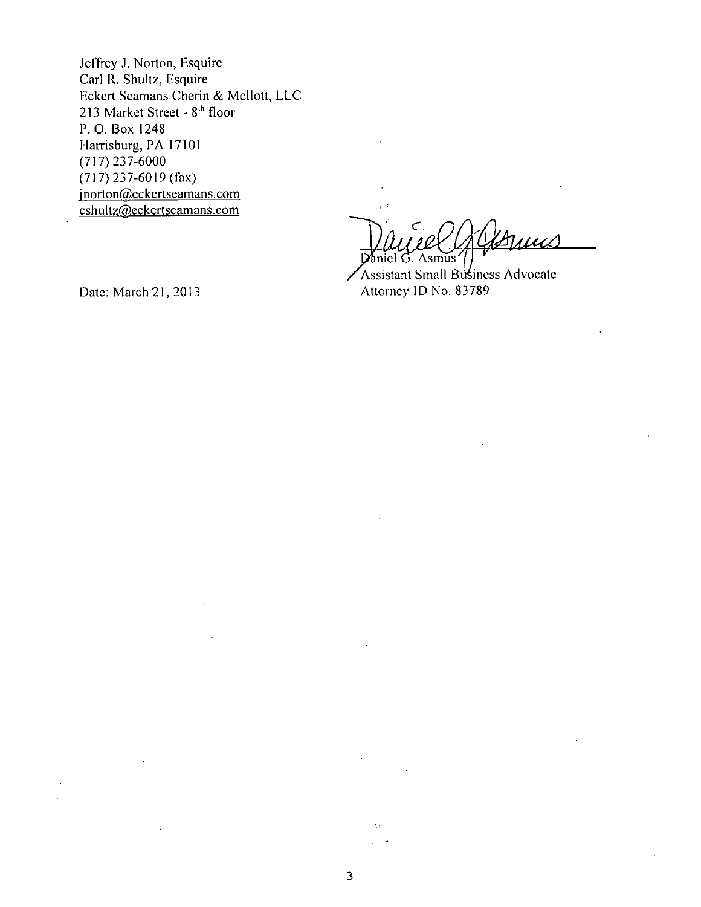Jeffrey J. Norton, Esquire
Carl R. Shultz, Esquire
Eckert Seamans Cherin & Mellott, LLC
213 Market Street - 8th floor
P. O. Box 1248
Harrisburg, PA 17101
(717) 237-6000
(717) 237-6019 (fax)
jnorton@eckertseamans.com
cshultz@eckertseamans.com

Daniel G. Asmus
Assistant Small Business Advocate
Attorney ID No. 83789

Date: March 21, 2013